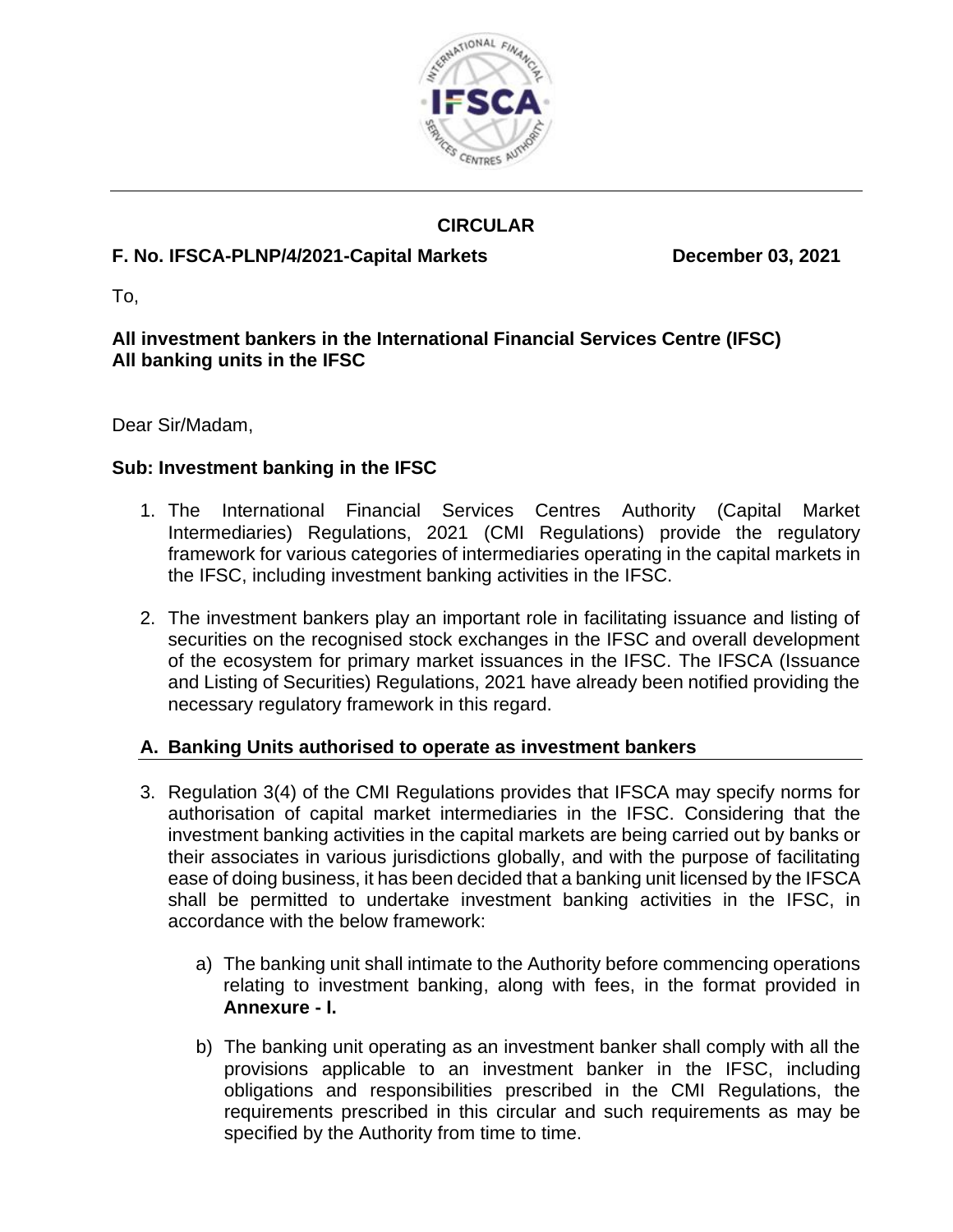**CIRCULAR**

**F. No. IFSCA-PLNP/4/2021-Capital Markets** **December 03, 2021**

To,

**All investment bankers in the International Financial Services Centre (IFSC)**
**All banking units in the IFSC**

Dear Sir/Madam,

**Sub: Investment banking in the IFSC**

1. The International Financial Services Centres Authority (Capital Market Intermediaries) Regulations, 2021 (CMI Regulations) provide the regulatory framework for various categories of intermediaries operating in the capital markets in the IFSC, including investment banking activities in the IFSC.

2. The investment bankers play an important role in facilitating issuance and listing of securities on the recognised stock exchanges in the IFSC and overall development of the ecosystem for primary market issuances in the IFSC. The IFSCA (Issuance and Listing of Securities) Regulations, 2021 have already been notified providing the necessary regulatory framework in this regard.

## A. Banking Units authorised to operate as investment bankers

3. Regulation 3(4) of the CMI Regulations provides that IFSCA may specify norms for authorisation of capital market intermediaries in the IFSC. Considering that the investment banking activities in the capital markets are being carried out by banks or their associates in various jurisdictions globally, and with the purpose of facilitating ease of doing business, it has been decided that a banking unit licensed by the IFSCA shall be permitted to undertake investment banking activities in the IFSC, in accordance with the below framework:

   a) The banking unit shall intimate to the Authority before commencing operations relating to investment banking, along with fees, in the format provided in **Annexure - I.**

   b) The banking unit operating as an investment banker shall comply with all the provisions applicable to an investment banker in the IFSC, including obligations and responsibilities prescribed in the CMI Regulations, the requirements prescribed in this circular and such requirements as may be specified by the Authority from time to time.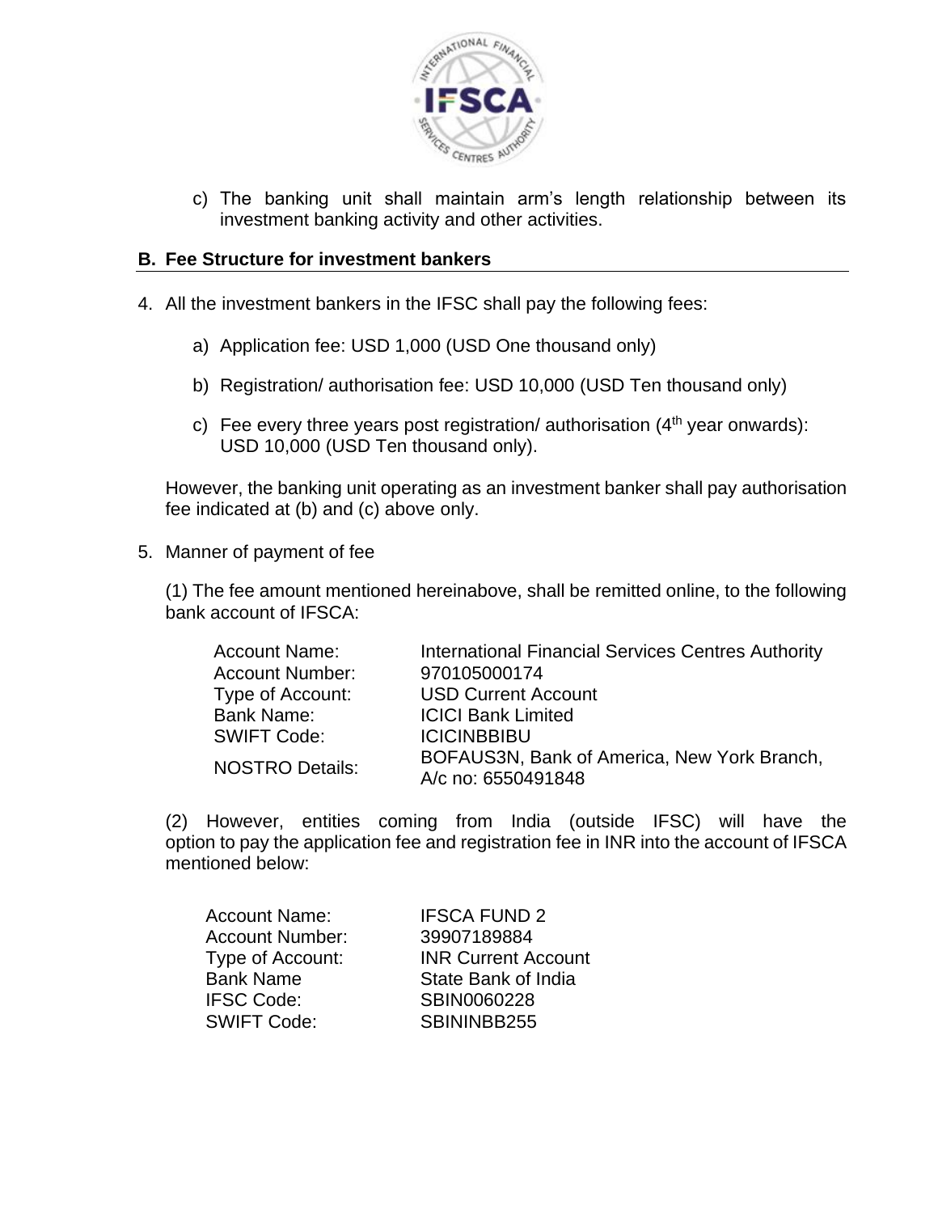c) The banking unit shall maintain arm's length relationship between its investment banking activity and other activities.

## B. Fee Structure for investment bankers

4. All the investment bankers in the IFSC shall pay the following fees:

   a) Application fee: USD 1,000 (USD One thousand only)

   b) Registration/ authorisation fee: USD 10,000 (USD Ten thousand only)

   c) Fee every three years post registration/ authorisation (4th year onwards): USD 10,000 (USD Ten thousand only).

   However, the banking unit operating as an investment banker shall pay authorisation fee indicated at (b) and (c) above only.

5. Manner of payment of fee

   (1) The fee amount mentioned hereinabove, shall be remitted online, to the following bank account of IFSCA:

| | |
|---|---|
| Account Name: | International Financial Services Centres Authority |
| Account Number: | 970105000174 |
| Type of Account: | USD Current Account |
| Bank Name: | ICICI Bank Limited |
| SWIFT Code: | ICICINBBIBU |
| NOSTRO Details: | BOFAUS3N, Bank of America, New York Branch, A/c no: 6550491848 |

   (2) However, entities coming from India (outside IFSC) will have the option to pay the application fee and registration fee in INR into the account of IFSCA mentioned below:

| | |
|---|---|
| Account Name: | IFSCA FUND 2 |
| Account Number: | 39907189884 |
| Type of Account: | INR Current Account |
| Bank Name | State Bank of India |
| IFSC Code: | SBIN0060228 |
| SWIFT Code: | SBININBB255 |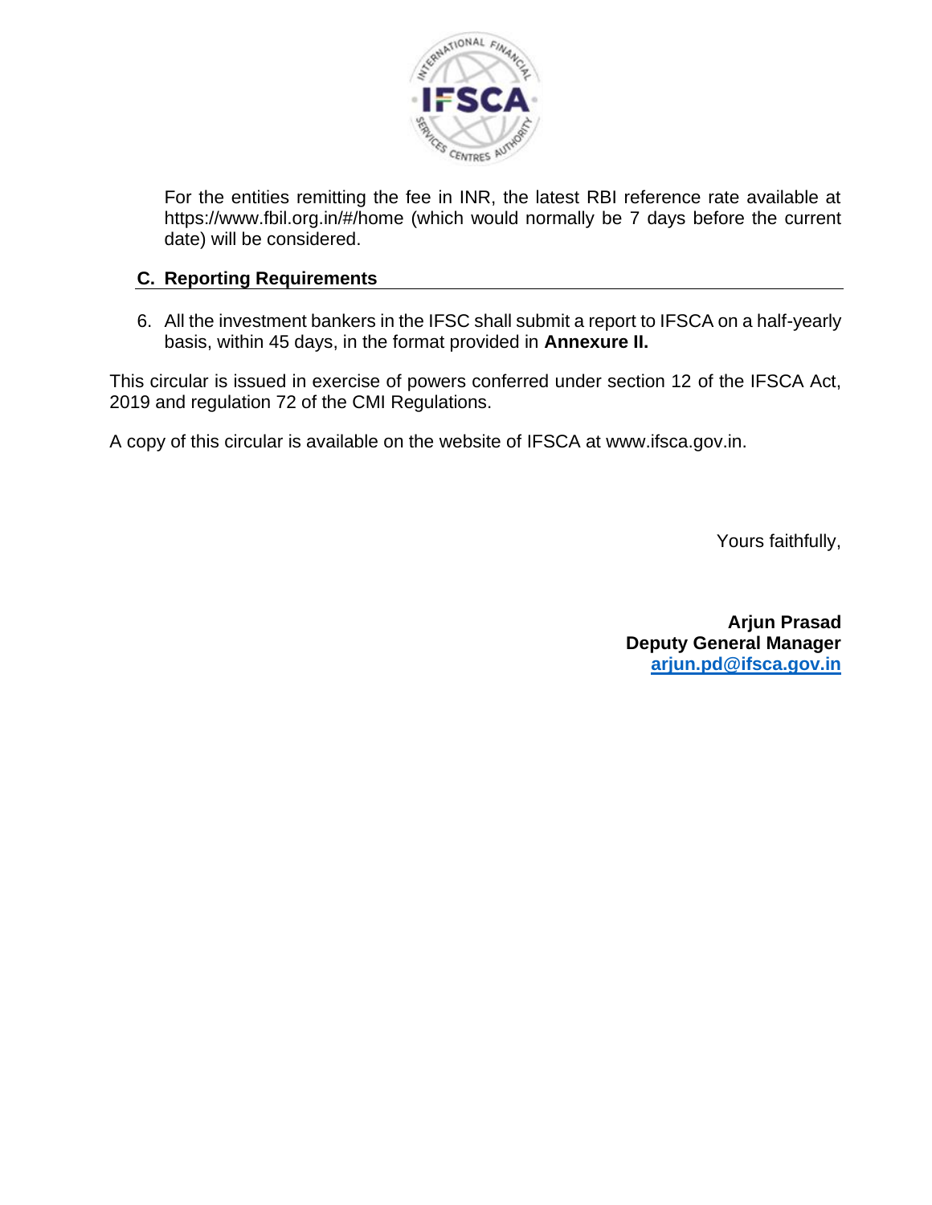For the entities remitting the fee in INR, the latest RBI reference rate available at https://www.fbil.org.in/#/home (which would normally be 7 days before the current date) will be considered.

## C. Reporting Requirements

6. All the investment bankers in the IFSC shall submit a report to IFSCA on a half-yearly basis, within 45 days, in the format provided in **Annexure II.**

This circular is issued in exercise of powers conferred under section 12 of the IFSCA Act, 2019 and regulation 72 of the CMI Regulations.

A copy of this circular is available on the website of IFSCA at www.ifsca.gov.in.

Yours faithfully,

**Arjun Prasad**
**Deputy General Manager**
**arjun.pd@ifsca.gov.in**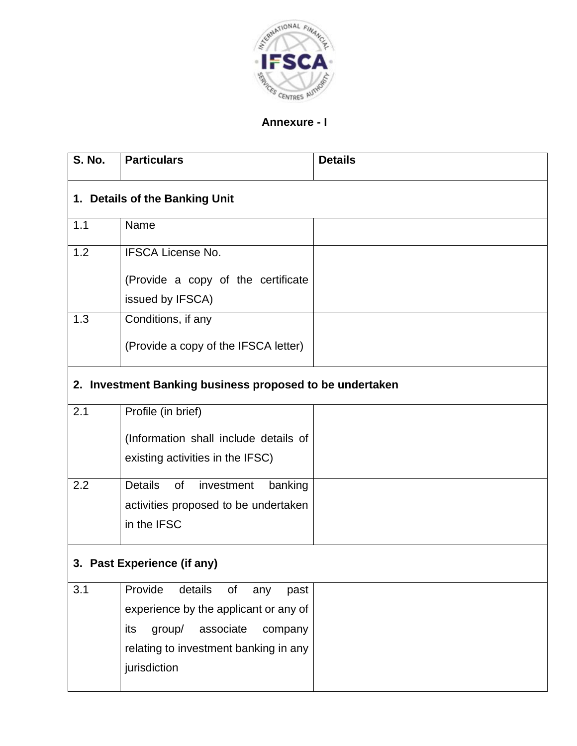**Annexure - I**

| S. No. | Particulars | Details |
|---|---|---|
| **1. Details of the Banking Unit** | | |
| 1.1 | Name | |
| 1.2 | IFSCA License No.<br><br>(Provide a copy of the certificate issued by IFSCA) | |
| 1.3 | Conditions, if any<br><br>(Provide a copy of the IFSCA letter) | |
| **2. Investment Banking business proposed to be undertaken** | | |
| 2.1 | Profile (in brief)<br><br>(Information shall include details of existing activities in the IFSC) | |
| 2.2 | Details of investment banking activities proposed to be undertaken in the IFSC | |
| **3. Past Experience (if any)** | | |
| 3.1 | Provide details of any past experience by the applicant or any of its group/ associate company relating to investment banking in any jurisdiction | |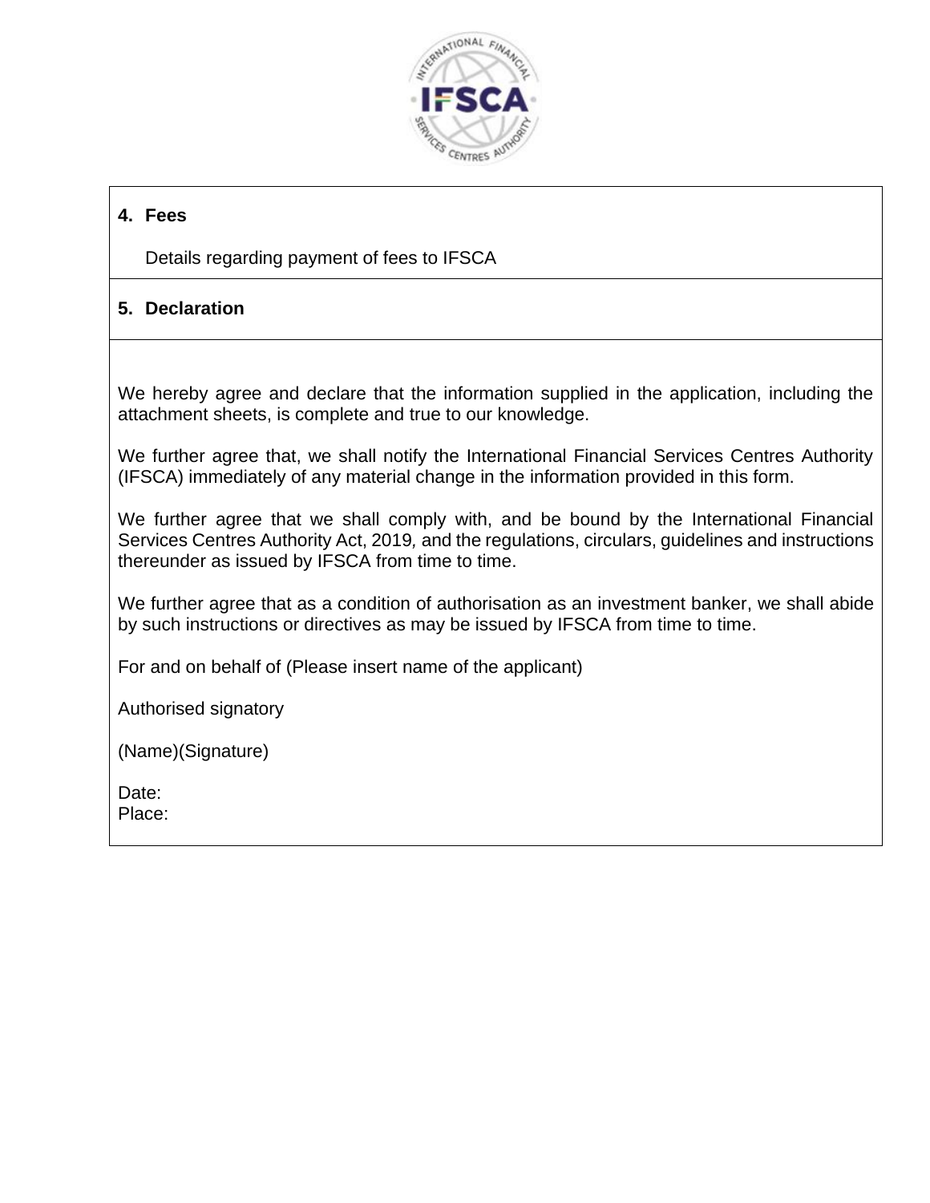**4. Fees**

Details regarding payment of fees to IFSCA

**5. Declaration**

We hereby agree and declare that the information supplied in the application, including the attachment sheets, is complete and true to our knowledge.

We further agree that, we shall notify the International Financial Services Centres Authority (IFSCA) immediately of any material change in the information provided in this form.

We further agree that we shall comply with, and be bound by the International Financial Services Centres Authority Act, 2019, and the regulations, circulars, guidelines and instructions thereunder as issued by IFSCA from time to time.

We further agree that as a condition of authorisation as an investment banker, we shall abide by such instructions or directives as may be issued by IFSCA from time to time.

For and on behalf of (Please insert name of the applicant)

Authorised signatory

(Name)(Signature)

Date:
Place: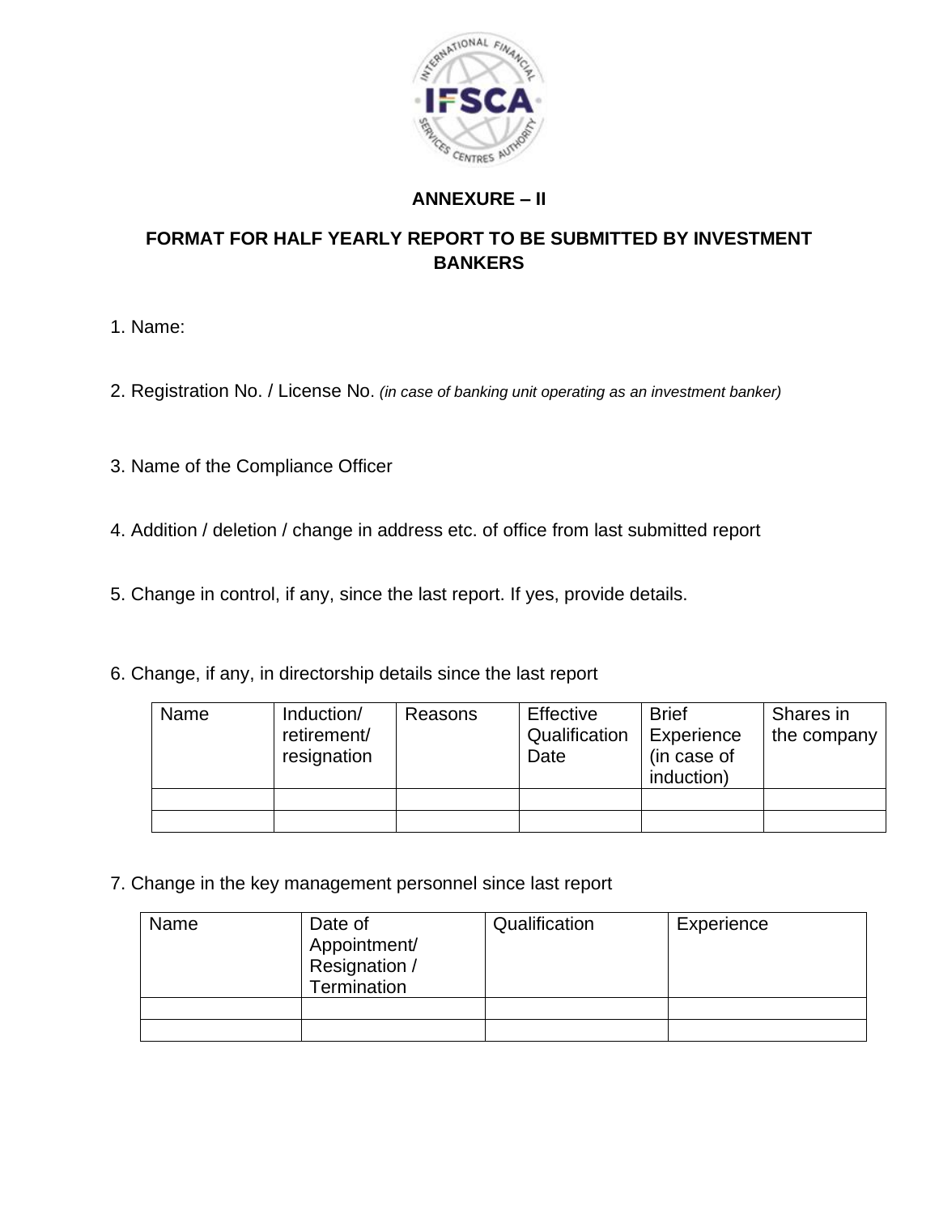## ANNEXURE – II

## FORMAT FOR HALF YEARLY REPORT TO BE SUBMITTED BY INVESTMENT BANKERS

1. Name:

2. Registration No. / License No. *(in case of banking unit operating as an investment banker)*

3. Name of the Compliance Officer

4. Addition / deletion / change in address etc. of office from last submitted report

5. Change in control, if any, since the last report. If yes, provide details.

6. Change, if any, in directorship details since the last report

| Name | Induction/ retirement/ resignation | Reasons | Effective Qualification Date | Brief Experience (in case of induction) | Shares in the company |
|---|---|---|---|---|---|
| | | | | | |
| | | | | | |

7. Change in the key management personnel since last report

| Name | Date of Appointment/ Resignation / Termination | Qualification | Experience |
|---|---|---|---|
| | | | |
| | | | |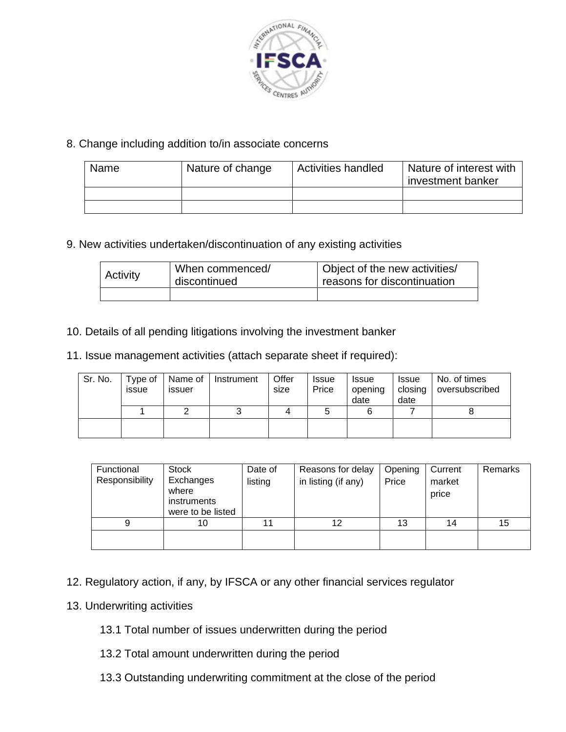8. Change including addition to/in associate concerns

| Name | Nature of change | Activities handled | Nature of interest with investment banker |
|---|---|---|---|
| | | | |
| | | | |

9. New activities undertaken/discontinuation of any existing activities

| Activity | When commenced/ discontinued | Object of the new activities/ reasons for discontinuation |
|---|---|---|
| | | |

10. Details of all pending litigations involving the investment banker

11. Issue management activities (attach separate sheet if required):

| Sr. No. | Type of issue | Name of issuer | Instrument | Offer size | Issue Price | Issue opening date | Issue closing date | No. of times oversubscribed |
|---|---|---|---|---|---|---|---|---|
| | 1 | 2 | 3 | 4 | 5 | 6 | 7 | 8 |
| | | | | | | | | |

| Functional Responsibility | Stock Exchanges where instruments were to be listed | Date of listing | Reasons for delay in listing (if any) | Opening Price | Current market price | Remarks |
|---|---|---|---|---|---|---|
| 9 | 10 | 11 | 12 | 13 | 14 | 15 |
| | | | | | | |

12. Regulatory action, if any, by IFSCA or any other financial services regulator

13. Underwriting activities

13.1 Total number of issues underwritten during the period

13.2 Total amount underwritten during the period

13.3 Outstanding underwriting commitment at the close of the period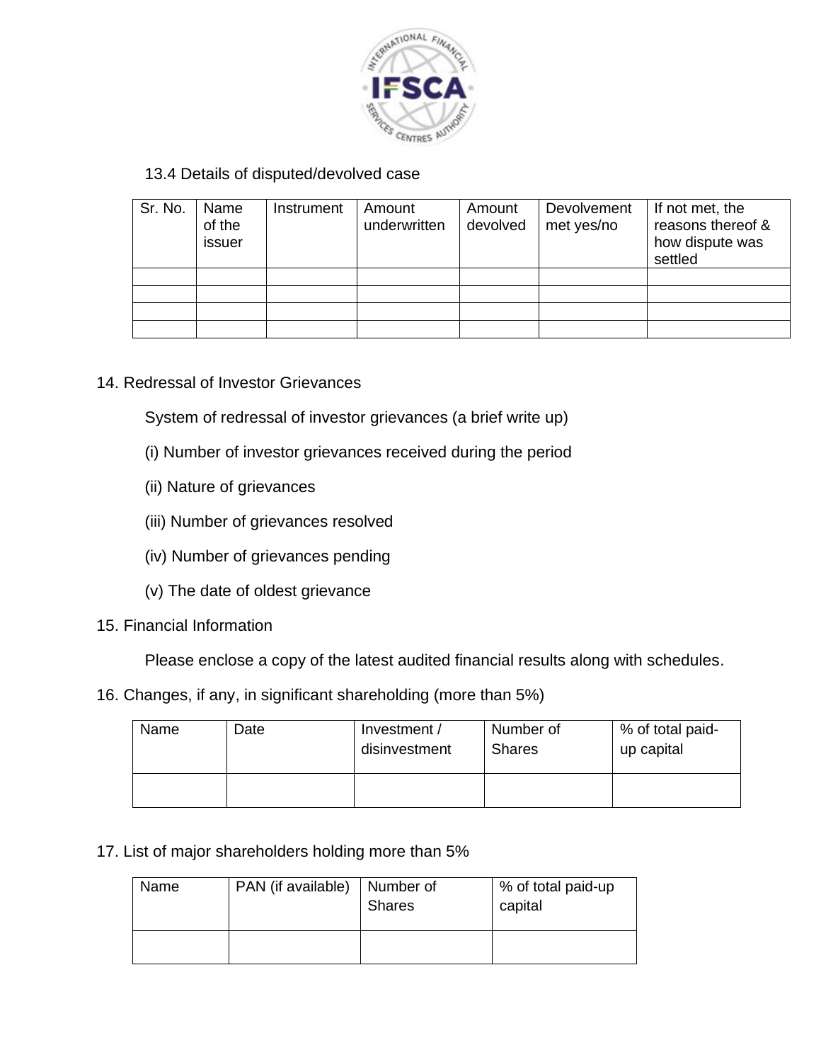13.4 Details of disputed/devolved case

| Sr. No. | Name of the issuer | Instrument | Amount underwritten | Amount devolved | Devolvement met yes/no | If not met, the reasons thereof & how dispute was settled |
|---|---|---|---|---|---|---|
| | | | | | | |
| | | | | | | |
| | | | | | | |
| | | | | | | |

14. Redressal of Investor Grievances

System of redressal of investor grievances (a brief write up)

(i) Number of investor grievances received during the period

(ii) Nature of grievances

(iii) Number of grievances resolved

(iv) Number of grievances pending

(v) The date of oldest grievance

15. Financial Information

Please enclose a copy of the latest audited financial results along with schedules.

16. Changes, if any, in significant shareholding (more than 5%)

| Name | Date | Investment / disinvestment | Number of Shares | % of total paid-up capital |
|---|---|---|---|---|
| | | | | |

17. List of major shareholders holding more than 5%

| Name | PAN (if available) | Number of Shares | % of total paid-up capital |
|---|---|---|---|
| | | | |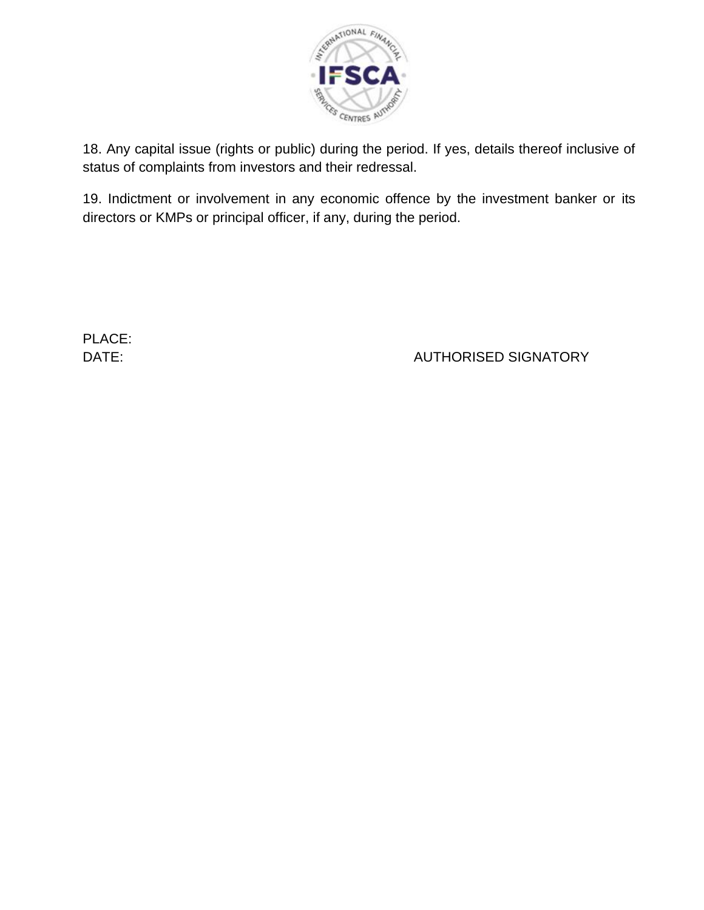18. Any capital issue (rights or public) during the period. If yes, details thereof inclusive of status of complaints from investors and their redressal.

19. Indictment or involvement in any economic offence by the investment banker or its directors or KMPs or principal officer, if any, during the period.

PLACE:

DATE: AUTHORISED SIGNATORY